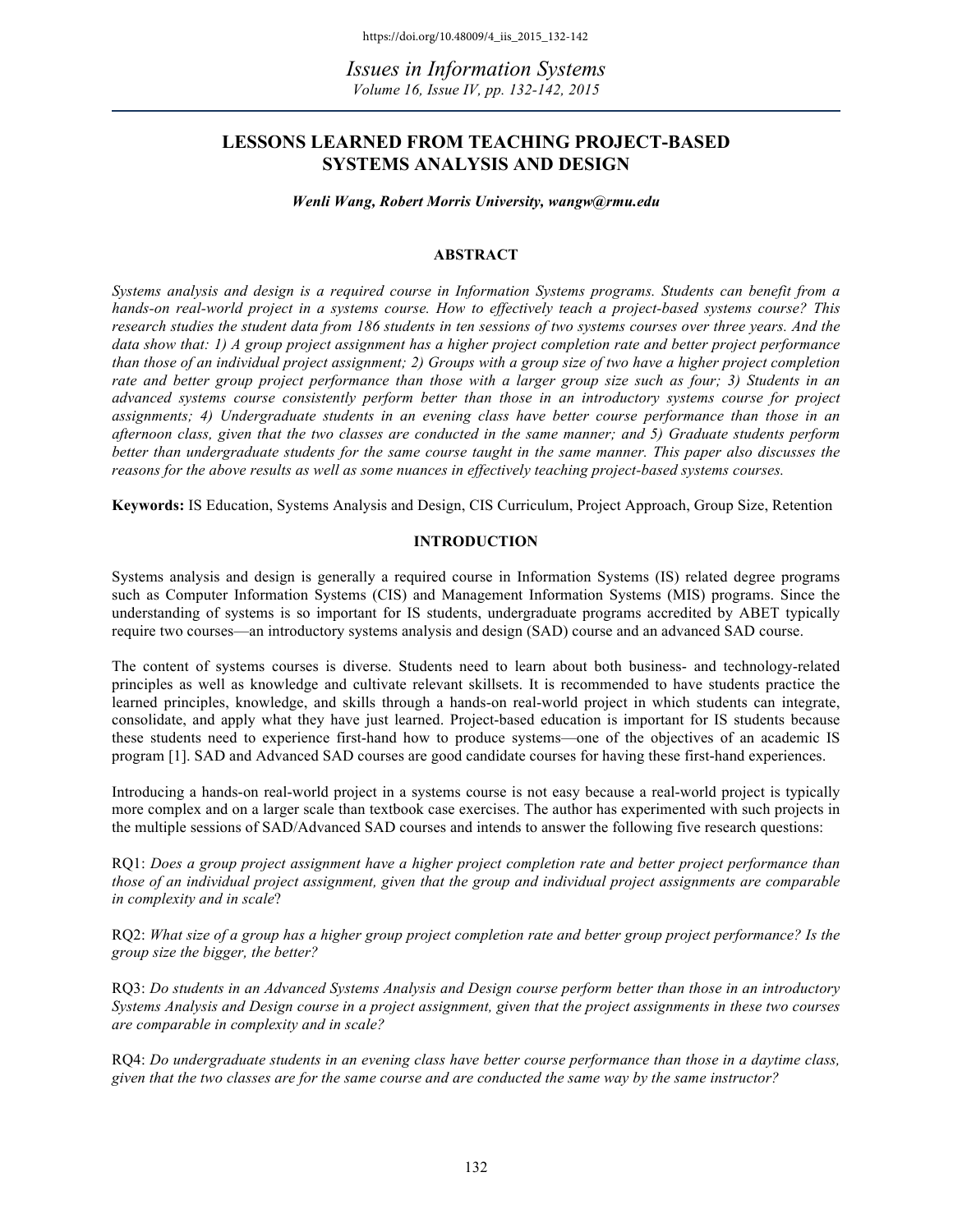# LESSONS LEARNED FROM TEACHING PROJECT-BASED SYSTEMS ANALYSIS AND DESIGN

***Wenli Wang, Robert Morris University, wangw@rmu.edu***

## ABSTRACT

*Systems analysis and design is a required course in Information Systems programs. Students can benefit from a hands-on real-world project in a systems course. How to effectively teach a project-based systems course? This research studies the student data from 186 students in ten sessions of two systems courses over three years. And the data show that: 1) A group project assignment has a higher project completion rate and better project performance than those of an individual project assignment; 2) Groups with a group size of two have a higher project completion rate and better group project performance than those with a larger group size such as four; 3) Students in an advanced systems course consistently perform better than those in an introductory systems course for project assignments; 4) Undergraduate students in an evening class have better course performance than those in an afternoon class, given that the two classes are conducted in the same manner; and 5) Graduate students perform better than undergraduate students for the same course taught in the same manner. This paper also discusses the reasons for the above results as well as some nuances in effectively teaching project-based systems courses.*

**Keywords:** IS Education, Systems Analysis and Design, CIS Curriculum, Project Approach, Group Size, Retention

## INTRODUCTION

Systems analysis and design is generally a required course in Information Systems (IS) related degree programs such as Computer Information Systems (CIS) and Management Information Systems (MIS) programs. Since the understanding of systems is so important for IS students, undergraduate programs accredited by ABET typically require two courses—an introductory systems analysis and design (SAD) course and an advanced SAD course.

The content of systems courses is diverse. Students need to learn about both business- and technology-related principles as well as knowledge and cultivate relevant skillsets. It is recommended to have students practice the learned principles, knowledge, and skills through a hands-on real-world project in which students can integrate, consolidate, and apply what they have just learned. Project-based education is important for IS students because these students need to experience first-hand how to produce systems—one of the objectives of an academic IS program [1]. SAD and Advanced SAD courses are good candidate courses for having these first-hand experiences.

Introducing a hands-on real-world project in a systems course is not easy because a real-world project is typically more complex and on a larger scale than textbook case exercises. The author has experimented with such projects in the multiple sessions of SAD/Advanced SAD courses and intends to answer the following five research questions:

RQ1: *Does a group project assignment have a higher project completion rate and better project performance than those of an individual project assignment, given that the group and individual project assignments are comparable in complexity and in scale*?

RQ2: *What size of a group has a higher group project completion rate and better group project performance? Is the group size the bigger, the better?*

RQ3: *Do students in an Advanced Systems Analysis and Design course perform better than those in an introductory Systems Analysis and Design course in a project assignment, given that the project assignments in these two courses are comparable in complexity and in scale?*

RQ4: *Do undergraduate students in an evening class have better course performance than those in a daytime class, given that the two classes are for the same course and are conducted the same way by the same instructor?*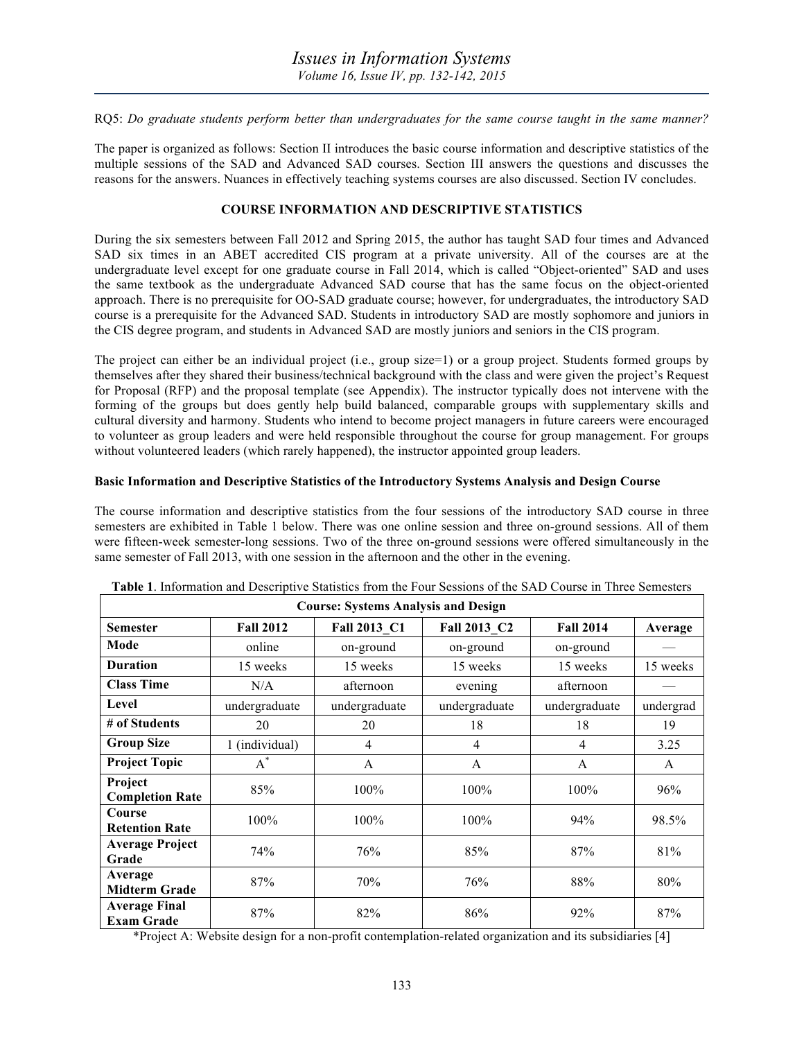RQ5: *Do graduate students perform better than undergraduates for the same course taught in the same manner?*

The paper is organized as follows: Section II introduces the basic course information and descriptive statistics of the multiple sessions of the SAD and Advanced SAD courses. Section III answers the questions and discusses the reasons for the answers. Nuances in effectively teaching systems courses are also discussed. Section IV concludes.

## COURSE INFORMATION AND DESCRIPTIVE STATISTICS

During the six semesters between Fall 2012 and Spring 2015, the author has taught SAD four times and Advanced SAD six times in an ABET accredited CIS program at a private university. All of the courses are at the undergraduate level except for one graduate course in Fall 2014, which is called "Object-oriented" SAD and uses the same textbook as the undergraduate Advanced SAD course that has the same focus on the object-oriented approach. There is no prerequisite for OO-SAD graduate course; however, for undergraduates, the introductory SAD course is a prerequisite for the Advanced SAD. Students in introductory SAD are mostly sophomore and juniors in the CIS degree program, and students in Advanced SAD are mostly juniors and seniors in the CIS program.

The project can either be an individual project (i.e., group size=1) or a group project. Students formed groups by themselves after they shared their business/technical background with the class and were given the project's Request for Proposal (RFP) and the proposal template (see Appendix). The instructor typically does not intervene with the forming of the groups but does gently help build balanced, comparable groups with supplementary skills and cultural diversity and harmony. Students who intend to become project managers in future careers were encouraged to volunteer as group leaders and were held responsible throughout the course for group management. For groups without volunteered leaders (which rarely happened), the instructor appointed group leaders.

### Basic Information and Descriptive Statistics of the Introductory Systems Analysis and Design Course

The course information and descriptive statistics from the four sessions of the introductory SAD course in three semesters are exhibited in Table 1 below. There was one online session and three on-ground sessions. All of them were fifteen-week semester-long sessions. Two of the three on-ground sessions were offered simultaneously in the same semester of Fall 2013, with one session in the afternoon and the other in the evening.

**Table 1**. Information and Descriptive Statistics from the Four Sessions of the SAD Course in Three Semesters

| **Course: Systems Analysis and Design** | | | | | |
|---|---|---|---|---|---|
| **Semester** | **Fall 2012** | **Fall 2013_C1** | **Fall 2013_C2** | **Fall 2014** | **Average** |
| **Mode** | online | on-ground | on-ground | on-ground | — |
| **Duration** | 15 weeks | 15 weeks | 15 weeks | 15 weeks | 15 weeks |
| **Class Time** | N/A | afternoon | evening | afternoon | — |
| **Level** | undergraduate | undergraduate | undergraduate | undergraduate | undergrad |
| **# of Students** | 20 | 20 | 18 | 18 | 19 |
| **Group Size** | 1 (individual) | 4 | 4 | 4 | 3.25 |
| **Project Topic** | A* | A | A | A | A |
| **Project Completion Rate** | 85% | 100% | 100% | 100% | 96% |
| **Course Retention Rate** | 100% | 100% | 100% | 94% | 98.5% |
| **Average Project Grade** | 74% | 76% | 85% | 87% | 81% |
| **Average Midterm Grade** | 87% | 70% | 76% | 88% | 80% |
| **Average Final Exam Grade** | 87% | 82% | 86% | 92% | 87% |

*Project A: Website design for a non-profit contemplation-related organization and its subsidiaries [4]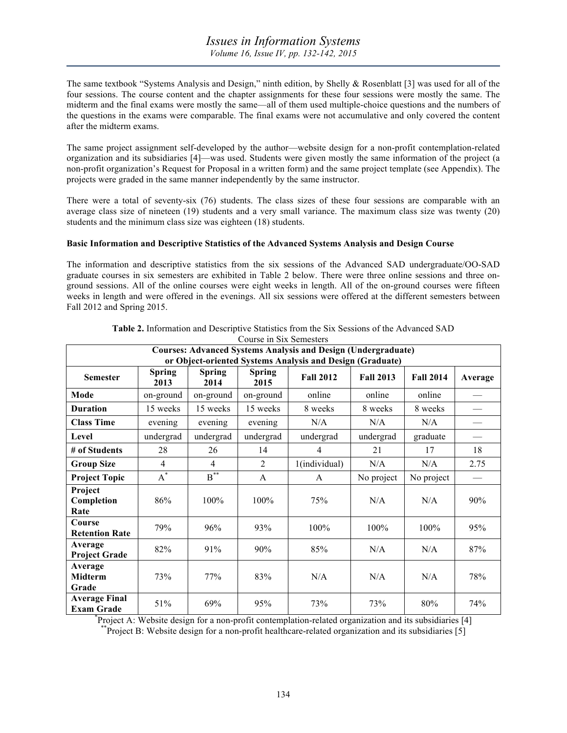The same textbook "Systems Analysis and Design," ninth edition, by Shelly & Rosenblatt [3] was used for all of the four sessions. The course content and the chapter assignments for these four sessions were mostly the same. The midterm and the final exams were mostly the same—all of them used multiple-choice questions and the numbers of the questions in the exams were comparable. The final exams were not accumulative and only covered the content after the midterm exams.

The same project assignment self-developed by the author—website design for a non-profit contemplation-related organization and its subsidiaries [4]—was used. Students were given mostly the same information of the project (a non-profit organization's Request for Proposal in a written form) and the same project template (see Appendix). The projects were graded in the same manner independently by the same instructor.

There were a total of seventy-six (76) students. The class sizes of these four sessions are comparable with an average class size of nineteen (19) students and a very small variance. The maximum class size was twenty (20) students and the minimum class size was eighteen (18) students.

**Basic Information and Descriptive Statistics of the Advanced Systems Analysis and Design Course**

The information and descriptive statistics from the six sessions of the Advanced SAD undergraduate/OO-SAD graduate courses in six semesters are exhibited in Table 2 below. There were three online sessions and three on-ground sessions. All of the online courses were eight weeks in length. All of the on-ground courses were fifteen weeks in length and were offered in the evenings. All six sessions were offered at the different semesters between Fall 2012 and Spring 2015.

**Table 2.** Information and Descriptive Statistics from the Six Sessions of the Advanced SAD Course in Six Semesters

| **Courses: Advanced Systems Analysis and Design (Undergraduate) or Object-oriented Systems Analysis and Design (Graduate)** | | | | | | | |
|---|---|---|---|---|---|---|---|
| **Semester** | **Spring 2013** | **Spring 2014** | **Spring 2015** | **Fall 2012** | **Fall 2013** | **Fall 2014** | **Average** |
| **Mode** | on-ground | on-ground | on-ground | online | online | online | — |
| **Duration** | 15 weeks | 15 weeks | 15 weeks | 8 weeks | 8 weeks | 8 weeks | — |
| **Class Time** | evening | evening | evening | N/A | N/A | N/A | — |
| **Level** | undergrad | undergrad | undergrad | undergrad | undergrad | graduate | — |
| **# of Students** | 28 | 26 | 14 | 4 | 21 | 17 | 18 |
| **Group Size** | 4 | 4 | 2 | 1(individual) | N/A | N/A | 2.75 |
| **Project Topic** | A* | B** | A | A | No project | No project | — |
| **Project Completion Rate** | 86% | 100% | 100% | 75% | N/A | N/A | 90% |
| **Course Retention Rate** | 79% | 96% | 93% | 100% | 100% | 100% | 95% |
| **Average Project Grade** | 82% | 91% | 90% | 85% | N/A | N/A | 87% |
| **Average Midterm Grade** | 73% | 77% | 83% | N/A | N/A | N/A | 78% |
| **Average Final Exam Grade** | 51% | 69% | 95% | 73% | 73% | 80% | 74% |

*Project A: Website design for a non-profit contemplation-related organization and its subsidiaries [4]

**Project B: Website design for a non-profit healthcare-related organization and its subsidiaries [5]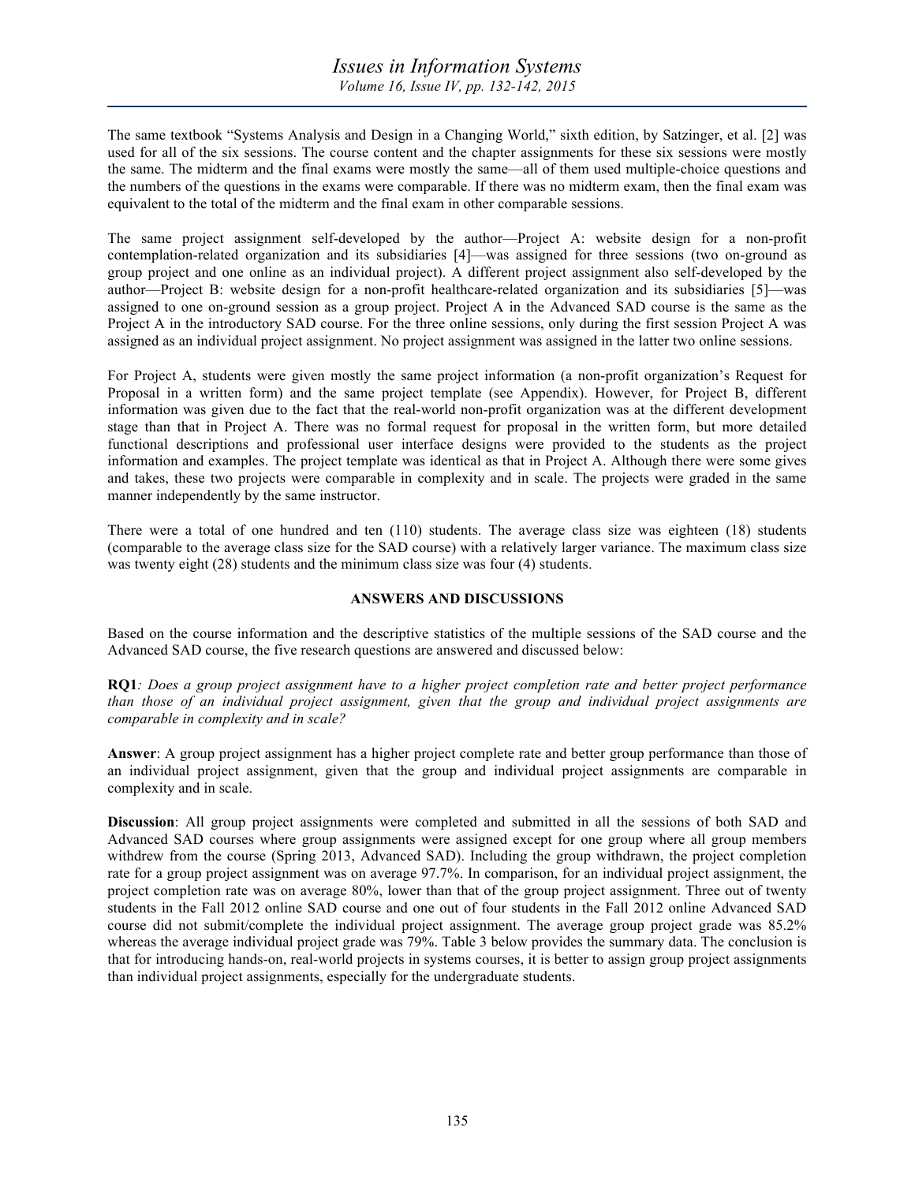The same textbook "Systems Analysis and Design in a Changing World," sixth edition, by Satzinger, et al. [2] was used for all of the six sessions. The course content and the chapter assignments for these six sessions were mostly the same. The midterm and the final exams were mostly the same—all of them used multiple-choice questions and the numbers of the questions in the exams were comparable. If there was no midterm exam, then the final exam was equivalent to the total of the midterm and the final exam in other comparable sessions.

The same project assignment self-developed by the author—Project A: website design for a non-profit contemplation-related organization and its subsidiaries [4]—was assigned for three sessions (two on-ground as group project and one online as an individual project). A different project assignment also self-developed by the author—Project B: website design for a non-profit healthcare-related organization and its subsidiaries [5]—was assigned to one on-ground session as a group project. Project A in the Advanced SAD course is the same as the Project A in the introductory SAD course. For the three online sessions, only during the first session Project A was assigned as an individual project assignment. No project assignment was assigned in the latter two online sessions.

For Project A, students were given mostly the same project information (a non-profit organization's Request for Proposal in a written form) and the same project template (see Appendix). However, for Project B, different information was given due to the fact that the real-world non-profit organization was at the different development stage than that in Project A. There was no formal request for proposal in the written form, but more detailed functional descriptions and professional user interface designs were provided to the students as the project information and examples. The project template was identical as that in Project A. Although there were some gives and takes, these two projects were comparable in complexity and in scale. The projects were graded in the same manner independently by the same instructor.

There were a total of one hundred and ten (110) students. The average class size was eighteen (18) students (comparable to the average class size for the SAD course) with a relatively larger variance. The maximum class size was twenty eight (28) students and the minimum class size was four (4) students.

## ANSWERS AND DISCUSSIONS

Based on the course information and the descriptive statistics of the multiple sessions of the SAD course and the Advanced SAD course, the five research questions are answered and discussed below:

**RQ1***: Does a group project assignment have to a higher project completion rate and better project performance than those of an individual project assignment, given that the group and individual project assignments are comparable in complexity and in scale?*

**Answer**: A group project assignment has a higher project complete rate and better group performance than those of an individual project assignment, given that the group and individual project assignments are comparable in complexity and in scale.

**Discussion**: All group project assignments were completed and submitted in all the sessions of both SAD and Advanced SAD courses where group assignments were assigned except for one group where all group members withdrew from the course (Spring 2013, Advanced SAD). Including the group withdrawn, the project completion rate for a group project assignment was on average 97.7%. In comparison, for an individual project assignment, the project completion rate was on average 80%, lower than that of the group project assignment. Three out of twenty students in the Fall 2012 online SAD course and one out of four students in the Fall 2012 online Advanced SAD course did not submit/complete the individual project assignment. The average group project grade was 85.2% whereas the average individual project grade was 79%. Table 3 below provides the summary data. The conclusion is that for introducing hands-on, real-world projects in systems courses, it is better to assign group project assignments than individual project assignments, especially for the undergraduate students.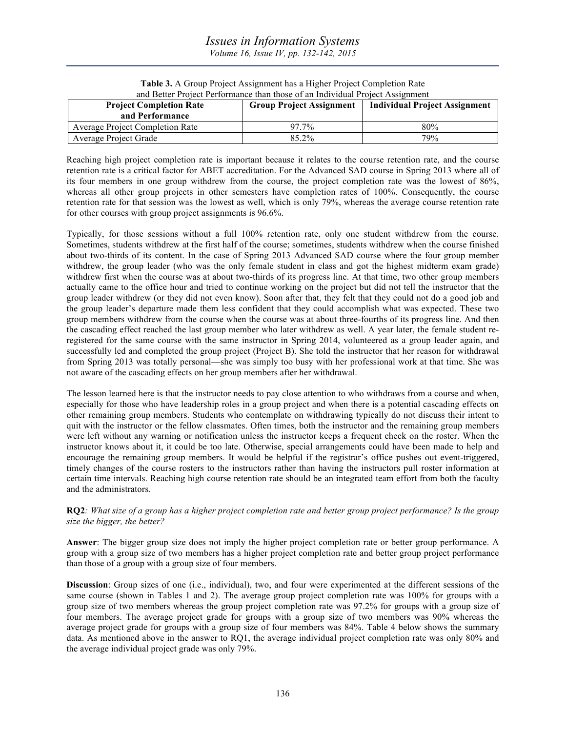**Table 3.** A Group Project Assignment has a Higher Project Completion Rate and Better Project Performance than those of an Individual Project Assignment

| Project Completion Rate and Performance | Group Project Assignment | Individual Project Assignment |
|---|---|---|
| Average Project Completion Rate | 97.7% | 80% |
| Average Project Grade | 85.2% | 79% |

Reaching high project completion rate is important because it relates to the course retention rate, and the course retention rate is a critical factor for ABET accreditation. For the Advanced SAD course in Spring 2013 where all of its four members in one group withdrew from the course, the project completion rate was the lowest of 86%, whereas all other group projects in other semesters have completion rates of 100%. Consequently, the course retention rate for that session was the lowest as well, which is only 79%, whereas the average course retention rate for other courses with group project assignments is 96.6%.

Typically, for those sessions without a full 100% retention rate, only one student withdrew from the course. Sometimes, students withdrew at the first half of the course; sometimes, students withdrew when the course finished about two-thirds of its content. In the case of Spring 2013 Advanced SAD course where the four group member withdrew, the group leader (who was the only female student in class and got the highest midterm exam grade) withdrew first when the course was at about two-thirds of its progress line. At that time, two other group members actually came to the office hour and tried to continue working on the project but did not tell the instructor that the group leader withdrew (or they did not even know). Soon after that, they felt that they could not do a good job and the group leader's departure made them less confident that they could accomplish what was expected. These two group members withdrew from the course when the course was at about three-fourths of its progress line. And then the cascading effect reached the last group member who later withdrew as well. A year later, the female student re-registered for the same course with the same instructor in Spring 2014, volunteered as a group leader again, and successfully led and completed the group project (Project B). She told the instructor that her reason for withdrawal from Spring 2013 was totally personal—she was simply too busy with her professional work at that time. She was not aware of the cascading effects on her group members after her withdrawal.

The lesson learned here is that the instructor needs to pay close attention to who withdraws from a course and when, especially for those who have leadership roles in a group project and when there is a potential cascading effects on other remaining group members. Students who contemplate on withdrawing typically do not discuss their intent to quit with the instructor or the fellow classmates. Often times, both the instructor and the remaining group members were left without any warning or notification unless the instructor keeps a frequent check on the roster. When the instructor knows about it, it could be too late. Otherwise, special arrangements could have been made to help and encourage the remaining group members. It would be helpful if the registrar's office pushes out event-triggered, timely changes of the course rosters to the instructors rather than having the instructors pull roster information at certain time intervals. Reaching high course retention rate should be an integrated team effort from both the faculty and the administrators.

**RQ2**: *What size of a group has a higher project completion rate and better group project performance? Is the group size the bigger, the better?*

**Answer**: The bigger group size does not imply the higher project completion rate or better group performance. A group with a group size of two members has a higher project completion rate and better group project performance than those of a group with a group size of four members.

**Discussion**: Group sizes of one (i.e., individual), two, and four were experimented at the different sessions of the same course (shown in Tables 1 and 2). The average group project completion rate was 100% for groups with a group size of two members whereas the group project completion rate was 97.2% for groups with a group size of four members. The average project grade for groups with a group size of two members was 90% whereas the average project grade for groups with a group size of four members was 84%. Table 4 below shows the summary data. As mentioned above in the answer to RQ1, the average individual project completion rate was only 80% and the average individual project grade was only 79%.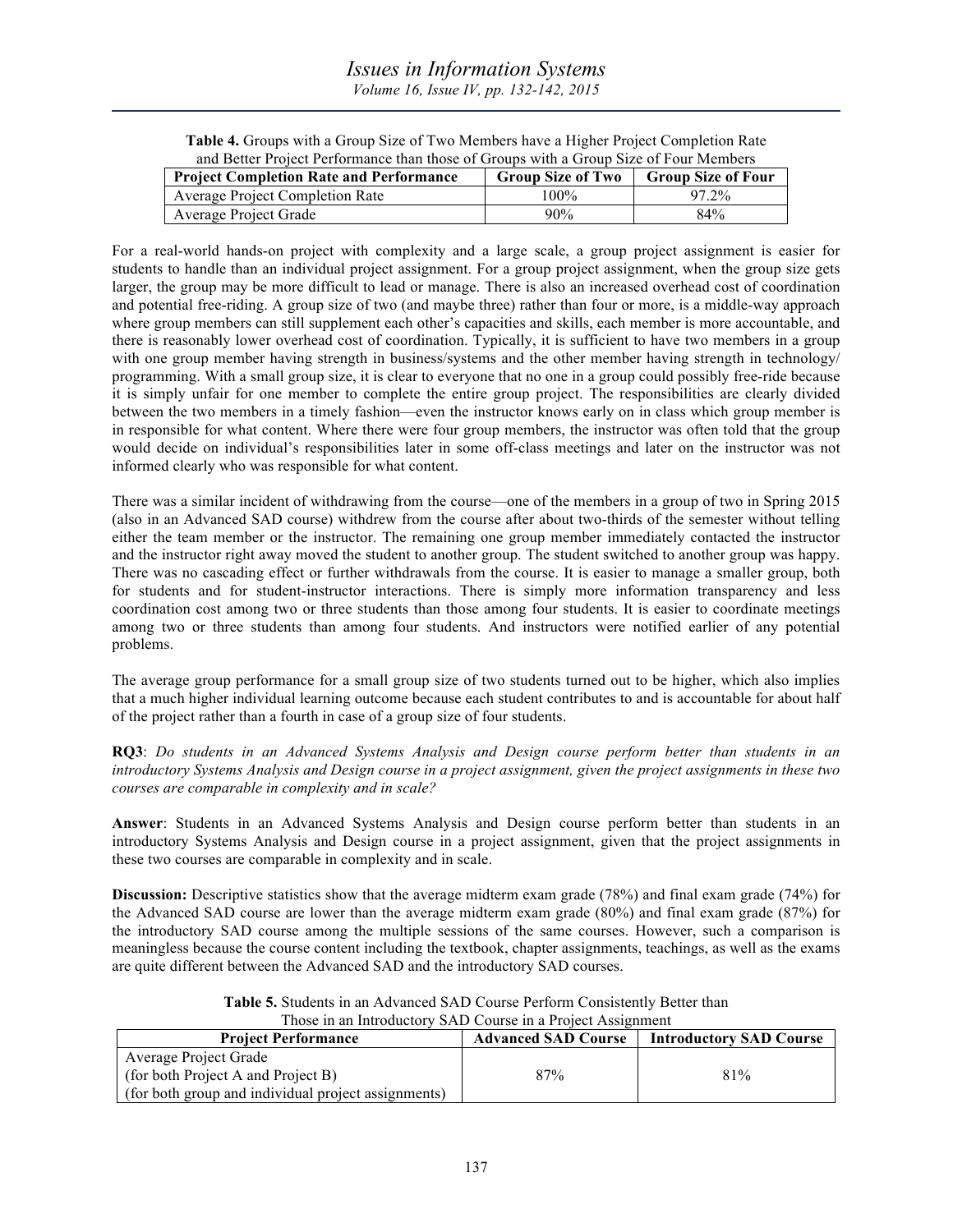**Table 4.** Groups with a Group Size of Two Members have a Higher Project Completion Rate and Better Project Performance than those of Groups with a Group Size of Four Members

| Project Completion Rate and Performance | Group Size of Two | Group Size of Four |
|---|---|---|
| Average Project Completion Rate | 100% | 97.2% |
| Average Project Grade | 90% | 84% |

For a real-world hands-on project with complexity and a large scale, a group project assignment is easier for students to handle than an individual project assignment. For a group project assignment, when the group size gets larger, the group may be more difficult to lead or manage. There is also an increased overhead cost of coordination and potential free-riding. A group size of two (and maybe three) rather than four or more, is a middle-way approach where group members can still supplement each other's capacities and skills, each member is more accountable, and there is reasonably lower overhead cost of coordination. Typically, it is sufficient to have two members in a group with one group member having strength in business/systems and the other member having strength in technology/programming. With a small group size, it is clear to everyone that no one in a group could possibly free-ride because it is simply unfair for one member to complete the entire group project. The responsibilities are clearly divided between the two members in a timely fashion—even the instructor knows early on in class which group member is in responsible for what content. Where there were four group members, the instructor was often told that the group would decide on individual's responsibilities later in some off-class meetings and later on the instructor was not informed clearly who was responsible for what content.

There was a similar incident of withdrawing from the course—one of the members in a group of two in Spring 2015 (also in an Advanced SAD course) withdrew from the course after about two-thirds of the semester without telling either the team member or the instructor. The remaining one group member immediately contacted the instructor and the instructor right away moved the student to another group. The student switched to another group was happy. There was no cascading effect or further withdrawals from the course. It is easier to manage a smaller group, both for students and for student-instructor interactions. There is simply more information transparency and less coordination cost among two or three students than those among four students. It is easier to coordinate meetings among two or three students than among four students. And instructors were notified earlier of any potential problems.

The average group performance for a small group size of two students turned out to be higher, which also implies that a much higher individual learning outcome because each student contributes to and is accountable for about half of the project rather than a fourth in case of a group size of four students.

**RQ3**: *Do students in an Advanced Systems Analysis and Design course perform better than students in an introductory Systems Analysis and Design course in a project assignment, given the project assignments in these two courses are comparable in complexity and in scale?*

**Answer**: Students in an Advanced Systems Analysis and Design course perform better than students in an introductory Systems Analysis and Design course in a project assignment, given that the project assignments in these two courses are comparable in complexity and in scale.

**Discussion:** Descriptive statistics show that the average midterm exam grade (78%) and final exam grade (74%) for the Advanced SAD course are lower than the average midterm exam grade (80%) and final exam grade (87%) for the introductory SAD course among the multiple sessions of the same courses. However, such a comparison is meaningless because the course content including the textbook, chapter assignments, teachings, as well as the exams are quite different between the Advanced SAD and the introductory SAD courses.

**Table 5.** Students in an Advanced SAD Course Perform Consistently Better than Those in an Introductory SAD Course in a Project Assignment

| Project Performance | Advanced SAD Course | Introductory SAD Course |
|---|---|---|
| Average Project Grade (for both Project A and Project B) (for both group and individual project assignments) | 87% | 81% |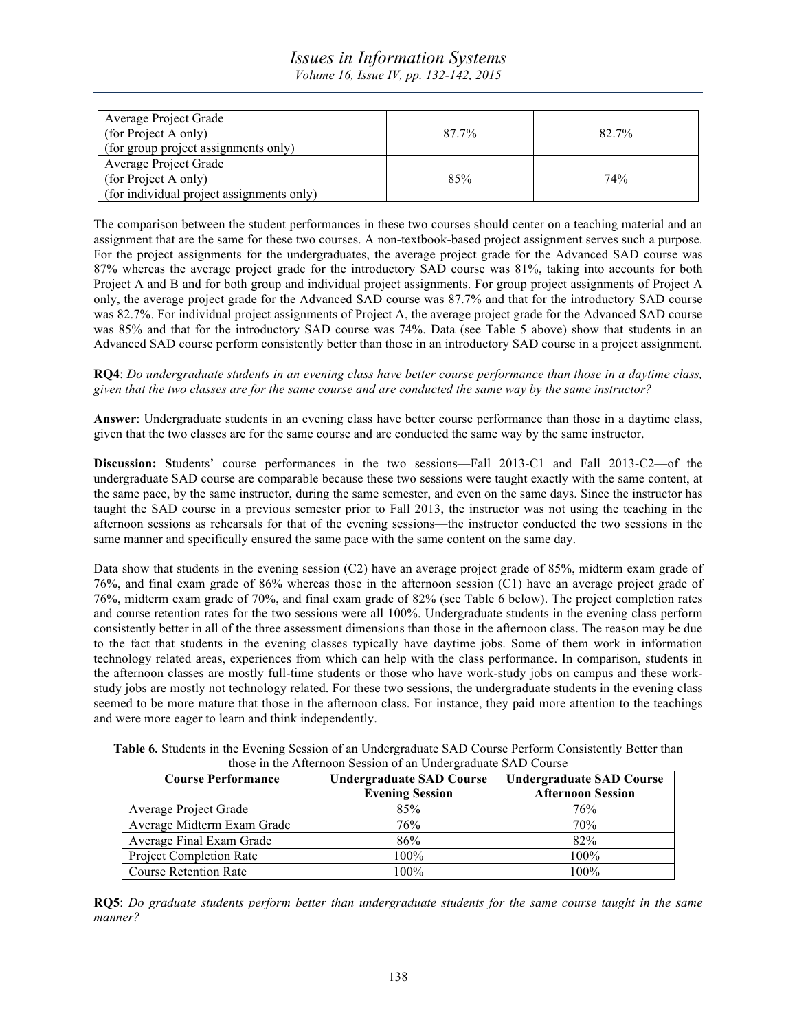| Average Project Grade (for Project A only) (for group project assignments only) | 87.7% | 82.7% |
| --- | --- | --- |
| Average Project Grade (for Project A only) (for individual project assignments only) | 85% | 74% |

The comparison between the student performances in these two courses should center on a teaching material and an assignment that are the same for these two courses. A non-textbook-based project assignment serves such a purpose. For the project assignments for the undergraduates, the average project grade for the Advanced SAD course was 87% whereas the average project grade for the introductory SAD course was 81%, taking into accounts for both Project A and B and for both group and individual project assignments. For group project assignments of Project A only, the average project grade for the Advanced SAD course was 87.7% and that for the introductory SAD course was 82.7%. For individual project assignments of Project A, the average project grade for the Advanced SAD course was 85% and that for the introductory SAD course was 74%. Data (see Table 5 above) show that students in an Advanced SAD course perform consistently better than those in an introductory SAD course in a project assignment.

**RQ4**: *Do undergraduate students in an evening class have better course performance than those in a daytime class, given that the two classes are for the same course and are conducted the same way by the same instructor?*

**Answer**: Undergraduate students in an evening class have better course performance than those in a daytime class, given that the two classes are for the same course and are conducted the same way by the same instructor.

**Discussion: S**tudents' course performances in the two sessions—Fall 2013-C1 and Fall 2013-C2—of the undergraduate SAD course are comparable because these two sessions were taught exactly with the same content, at the same pace, by the same instructor, during the same semester, and even on the same days. Since the instructor has taught the SAD course in a previous semester prior to Fall 2013, the instructor was not using the teaching in the afternoon sessions as rehearsals for that of the evening sessions—the instructor conducted the two sessions in the same manner and specifically ensured the same pace with the same content on the same day.

Data show that students in the evening session (C2) have an average project grade of 85%, midterm exam grade of 76%, and final exam grade of 86% whereas those in the afternoon session (C1) have an average project grade of 76%, midterm exam grade of 70%, and final exam grade of 82% (see Table 6 below). The project completion rates and course retention rates for the two sessions were all 100%. Undergraduate students in the evening class perform consistently better in all of the three assessment dimensions than those in the afternoon class. The reason may be due to the fact that students in the evening classes typically have daytime jobs. Some of them work in information technology related areas, experiences from which can help with the class performance. In comparison, students in the afternoon classes are mostly full-time students or those who have work-study jobs on campus and these work-study jobs are mostly not technology related. For these two sessions, the undergraduate students in the evening class seemed to be more mature that those in the afternoon class. For instance, they paid more attention to the teachings and were more eager to learn and think independently.

**Table 6.** Students in the Evening Session of an Undergraduate SAD Course Perform Consistently Better than those in the Afternoon Session of an Undergraduate SAD Course

| Course Performance | Undergraduate SAD Course Evening Session | Undergraduate SAD Course Afternoon Session |
| --- | --- | --- |
| Average Project Grade | 85% | 76% |
| Average Midterm Exam Grade | 76% | 70% |
| Average Final Exam Grade | 86% | 82% |
| Project Completion Rate | 100% | 100% |
| Course Retention Rate | 100% | 100% |

**RQ5**: *Do graduate students perform better than undergraduate students for the same course taught in the same manner?*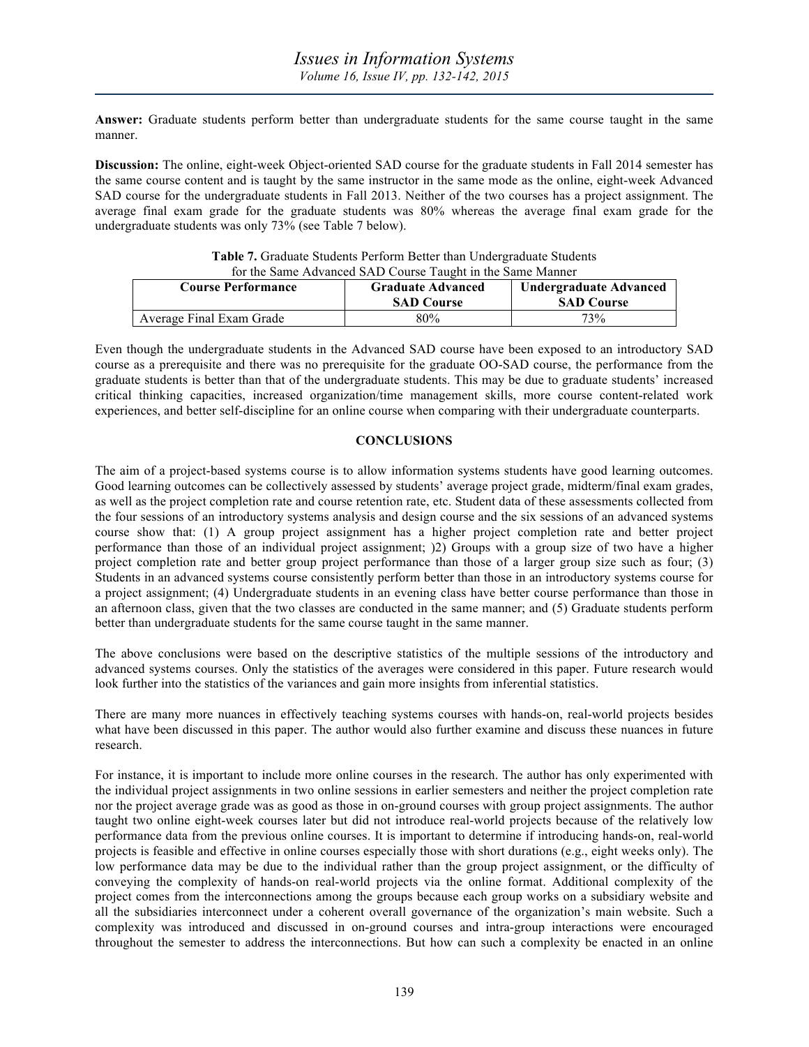**Answer:** Graduate students perform better than undergraduate students for the same course taught in the same manner.

**Discussion:** The online, eight-week Object-oriented SAD course for the graduate students in Fall 2014 semester has the same course content and is taught by the same instructor in the same mode as the online, eight-week Advanced SAD course for the undergraduate students in Fall 2013. Neither of the two courses has a project assignment. The average final exam grade for the graduate students was 80% whereas the average final exam grade for the undergraduate students was only 73% (see Table 7 below).

**Table 7.** Graduate Students Perform Better than Undergraduate Students for the Same Advanced SAD Course Taught in the Same Manner

| Course Performance | Graduate Advanced SAD Course | Undergraduate Advanced SAD Course |
|---|---|---|
| Average Final Exam Grade | 80% | 73% |

Even though the undergraduate students in the Advanced SAD course have been exposed to an introductory SAD course as a prerequisite and there was no prerequisite for the graduate OO-SAD course, the performance from the graduate students is better than that of the undergraduate students. This may be due to graduate students' increased critical thinking capacities, increased organization/time management skills, more course content-related work experiences, and better self-discipline for an online course when comparing with their undergraduate counterparts.

## CONCLUSIONS

The aim of a project-based systems course is to allow information systems students have good learning outcomes. Good learning outcomes can be collectively assessed by students' average project grade, midterm/final exam grades, as well as the project completion rate and course retention rate, etc. Student data of these assessments collected from the four sessions of an introductory systems analysis and design course and the six sessions of an advanced systems course show that: (1) A group project assignment has a higher project completion rate and better project performance than those of an individual project assignment; )2) Groups with a group size of two have a higher project completion rate and better group project performance than those of a larger group size such as four; (3) Students in an advanced systems course consistently perform better than those in an introductory systems course for a project assignment; (4) Undergraduate students in an evening class have better course performance than those in an afternoon class, given that the two classes are conducted in the same manner; and (5) Graduate students perform better than undergraduate students for the same course taught in the same manner.

The above conclusions were based on the descriptive statistics of the multiple sessions of the introductory and advanced systems courses. Only the statistics of the averages were considered in this paper. Future research would look further into the statistics of the variances and gain more insights from inferential statistics.

There are many more nuances in effectively teaching systems courses with hands-on, real-world projects besides what have been discussed in this paper. The author would also further examine and discuss these nuances in future research.

For instance, it is important to include more online courses in the research. The author has only experimented with the individual project assignments in two online sessions in earlier semesters and neither the project completion rate nor the project average grade was as good as those in on-ground courses with group project assignments. The author taught two online eight-week courses later but did not introduce real-world projects because of the relatively low performance data from the previous online courses. It is important to determine if introducing hands-on, real-world projects is feasible and effective in online courses especially those with short durations (e.g., eight weeks only). The low performance data may be due to the individual rather than the group project assignment, or the difficulty of conveying the complexity of hands-on real-world projects via the online format. Additional complexity of the project comes from the interconnections among the groups because each group works on a subsidiary website and all the subsidiaries interconnect under a coherent overall governance of the organization's main website. Such a complexity was introduced and discussed in on-ground courses and intra-group interactions were encouraged throughout the semester to address the interconnections. But how can such a complexity be enacted in an online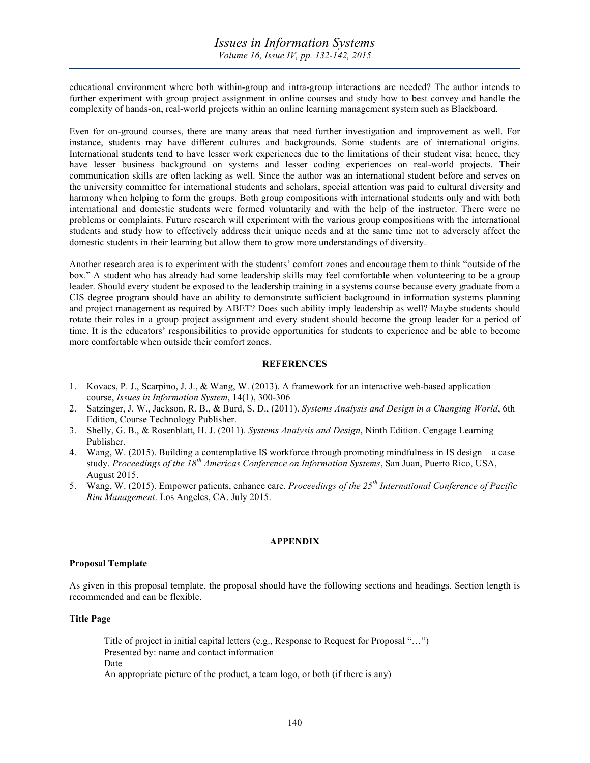educational environment where both within-group and intra-group interactions are needed? The author intends to further experiment with group project assignment in online courses and study how to best convey and handle the complexity of hands-on, real-world projects within an online learning management system such as Blackboard.

Even for on-ground courses, there are many areas that need further investigation and improvement as well. For instance, students may have different cultures and backgrounds. Some students are of international origins. International students tend to have lesser work experiences due to the limitations of their student visa; hence, they have lesser business background on systems and lesser coding experiences on real-world projects. Their communication skills are often lacking as well. Since the author was an international student before and serves on the university committee for international students and scholars, special attention was paid to cultural diversity and harmony when helping to form the groups. Both group compositions with international students only and with both international and domestic students were formed voluntarily and with the help of the instructor. There were no problems or complaints. Future research will experiment with the various group compositions with the international students and study how to effectively address their unique needs and at the same time not to adversely affect the domestic students in their learning but allow them to grow more understandings of diversity.

Another research area is to experiment with the students' comfort zones and encourage them to think "outside of the box." A student who has already had some leadership skills may feel comfortable when volunteering to be a group leader. Should every student be exposed to the leadership training in a systems course because every graduate from a CIS degree program should have an ability to demonstrate sufficient background in information systems planning and project management as required by ABET? Does such ability imply leadership as well? Maybe students should rotate their roles in a group project assignment and every student should become the group leader for a period of time. It is the educators' responsibilities to provide opportunities for students to experience and be able to become more comfortable when outside their comfort zones.

## REFERENCES

1. Kovacs, P. J., Scarpino, J. J., & Wang, W. (2013). A framework for an interactive web-based application course, *Issues in Information System*, 14(1), 300-306
2. Satzinger, J. W., Jackson, R. B., & Burd, S. D., (2011). *Systems Analysis and Design in a Changing World*, 6th Edition, Course Technology Publisher.
3. Shelly, G. B., & Rosenblatt, H. J. (2011). *Systems Analysis and Design*, Ninth Edition. Cengage Learning Publisher.
4. Wang, W. (2015). Building a contemplative IS workforce through promoting mindfulness in IS design—a case study. *Proceedings of the 18th Americas Conference on Information Systems*, San Juan, Puerto Rico, USA, August 2015.
5. Wang, W. (2015). Empower patients, enhance care. *Proceedings of the 25th International Conference of Pacific Rim Management*. Los Angeles, CA. July 2015.

## APPENDIX

**Proposal Template**

As given in this proposal template, the proposal should have the following sections and headings. Section length is recommended and can be flexible.

**Title Page**

Title of project in initial capital letters (e.g., Response to Request for Proposal "…")
Presented by: name and contact information
Date
An appropriate picture of the product, a team logo, or both (if there is any)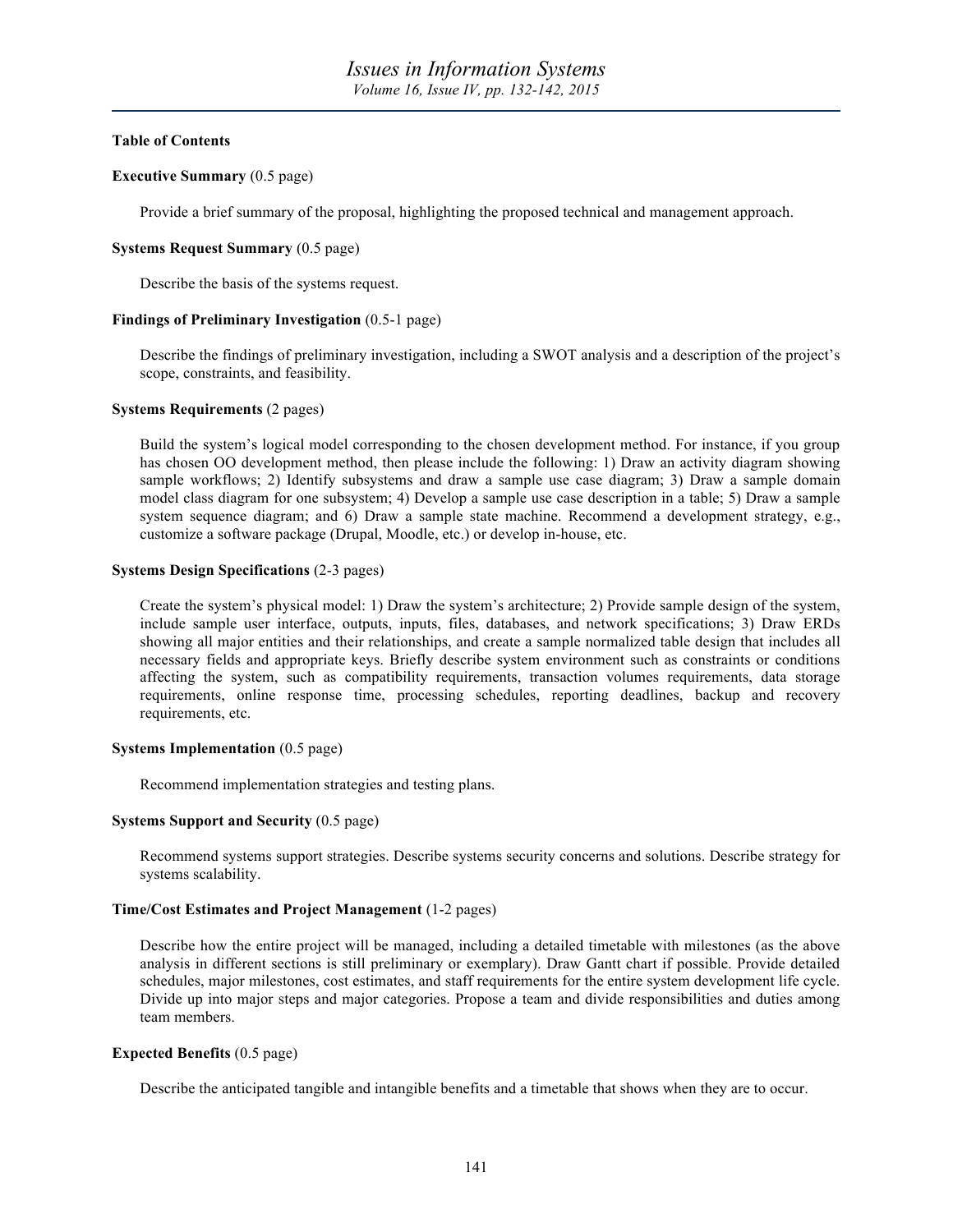**Table of Contents**

**Executive Summary** (0.5 page)

Provide a brief summary of the proposal, highlighting the proposed technical and management approach.

**Systems Request Summary** (0.5 page)

Describe the basis of the systems request.

**Findings of Preliminary Investigation** (0.5-1 page)

Describe the findings of preliminary investigation, including a SWOT analysis and a description of the project's scope, constraints, and feasibility.

**Systems Requirements** (2 pages)

Build the system's logical model corresponding to the chosen development method. For instance, if you group has chosen OO development method, then please include the following: 1) Draw an activity diagram showing sample workflows; 2) Identify subsystems and draw a sample use case diagram; 3) Draw a sample domain model class diagram for one subsystem; 4) Develop a sample use case description in a table; 5) Draw a sample system sequence diagram; and 6) Draw a sample state machine. Recommend a development strategy, e.g., customize a software package (Drupal, Moodle, etc.) or develop in-house, etc.

**Systems Design Specifications** (2-3 pages)

Create the system's physical model: 1) Draw the system's architecture; 2) Provide sample design of the system, include sample user interface, outputs, inputs, files, databases, and network specifications; 3) Draw ERDs showing all major entities and their relationships, and create a sample normalized table design that includes all necessary fields and appropriate keys. Briefly describe system environment such as constraints or conditions affecting the system, such as compatibility requirements, transaction volumes requirements, data storage requirements, online response time, processing schedules, reporting deadlines, backup and recovery requirements, etc.

**Systems Implementation** (0.5 page)

Recommend implementation strategies and testing plans.

**Systems Support and Security** (0.5 page)

Recommend systems support strategies. Describe systems security concerns and solutions. Describe strategy for systems scalability.

**Time/Cost Estimates and Project Management** (1-2 pages)

Describe how the entire project will be managed, including a detailed timetable with milestones (as the above analysis in different sections is still preliminary or exemplary). Draw Gantt chart if possible. Provide detailed schedules, major milestones, cost estimates, and staff requirements for the entire system development life cycle. Divide up into major steps and major categories. Propose a team and divide responsibilities and duties among team members.

**Expected Benefits** (0.5 page)

Describe the anticipated tangible and intangible benefits and a timetable that shows when they are to occur.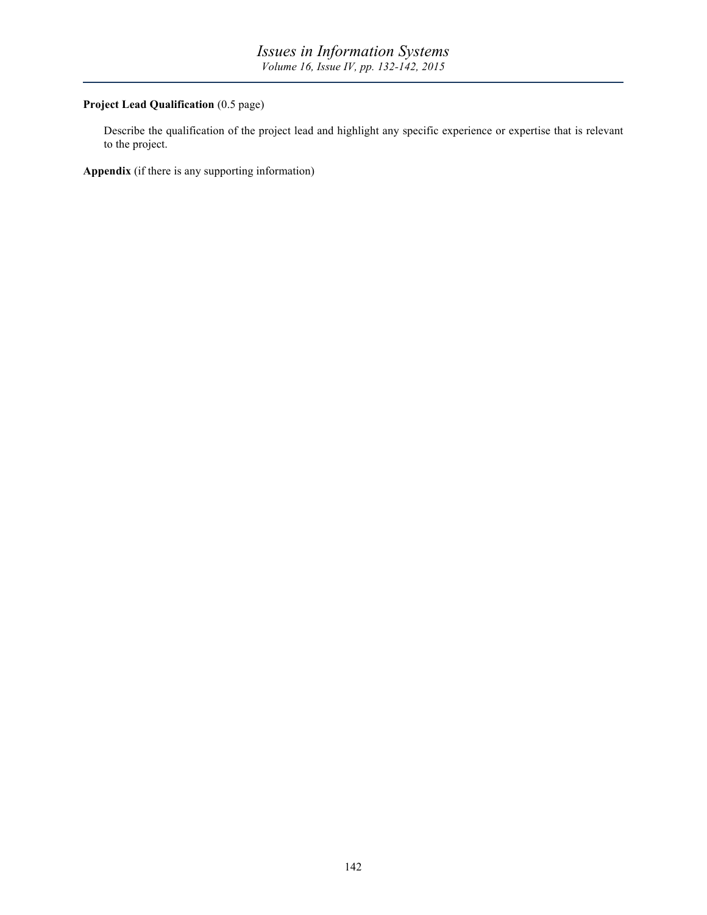**Project Lead Qualification** (0.5 page)

Describe the qualification of the project lead and highlight any specific experience or expertise that is relevant to the project.

**Appendix** (if there is any supporting information)